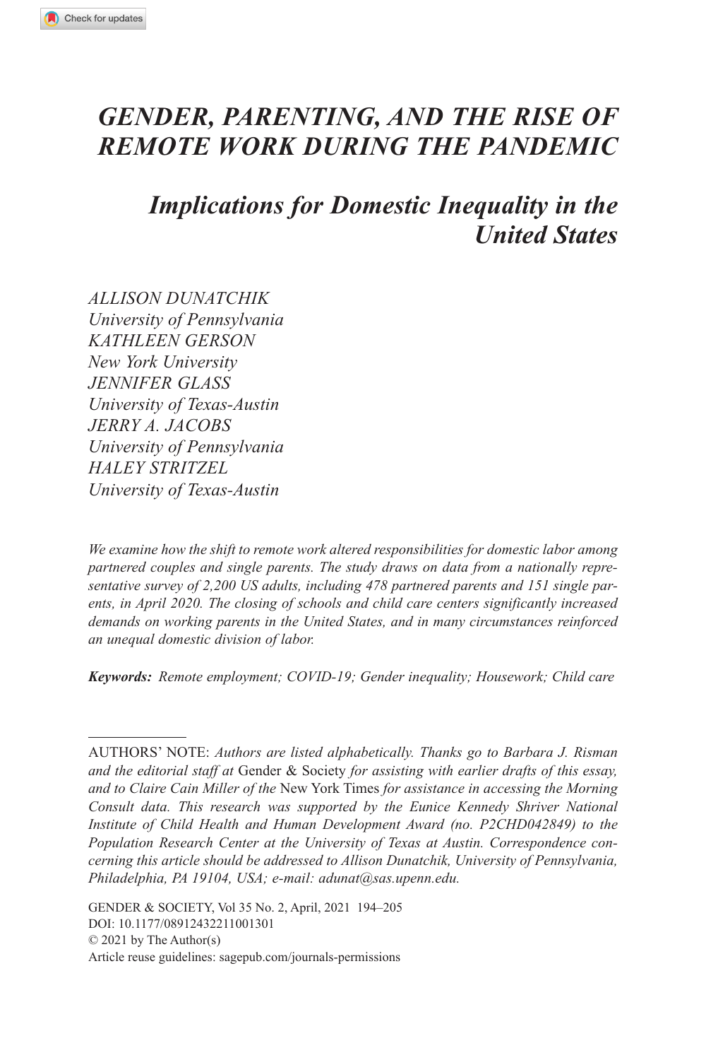# *GENDER, PARENTING, AND THE RISE OF REMOTE WORK DURING THE PANDEMIC*

## *Implications for Domestic Inequality in the United States*

*ALLISON DUNATCHIK*
*University of Pennsylvania*
*KATHLEEN GERSON*
*New York University*
*JENNIFER GLASS*
*University of Texas-Austin*
*JERRY A. JACOBS*
*University of Pennsylvania*
*HALEY STRITZEL*
*University of Texas-Austin*

*We examine how the shift to remote work altered responsibilities for domestic labor among partnered couples and single parents. The study draws on data from a nationally representative survey of 2,200 US adults, including 478 partnered parents and 151 single parents, in April 2020. The closing of schools and child care centers significantly increased demands on working parents in the United States, and in many circumstances reinforced an unequal domestic division of labor.*

***Keywords:*** *Remote employment; COVID-19; Gender inequality; Housework; Child care*

---

AUTHORS' NOTE: *Authors are listed alphabetically. Thanks go to Barbara J. Risman and the editorial staff at* Gender & Society *for assisting with earlier drafts of this essay, and to Claire Cain Miller of the* New York Times *for assistance in accessing the Morning Consult data. This research was supported by the Eunice Kennedy Shriver National Institute of Child Health and Human Development Award (no. P2CHD042849) to the Population Research Center at the University of Texas at Austin. Correspondence concerning this article should be addressed to Allison Dunatchik, University of Pennsylvania, Philadelphia, PA 19104, USA; e-mail: adunat@sas.upenn.edu.*

DOI: 10.1177/08912432211001301
© 2021 by The Author(s)
Article reuse guidelines: sagepub.com/journals-permissions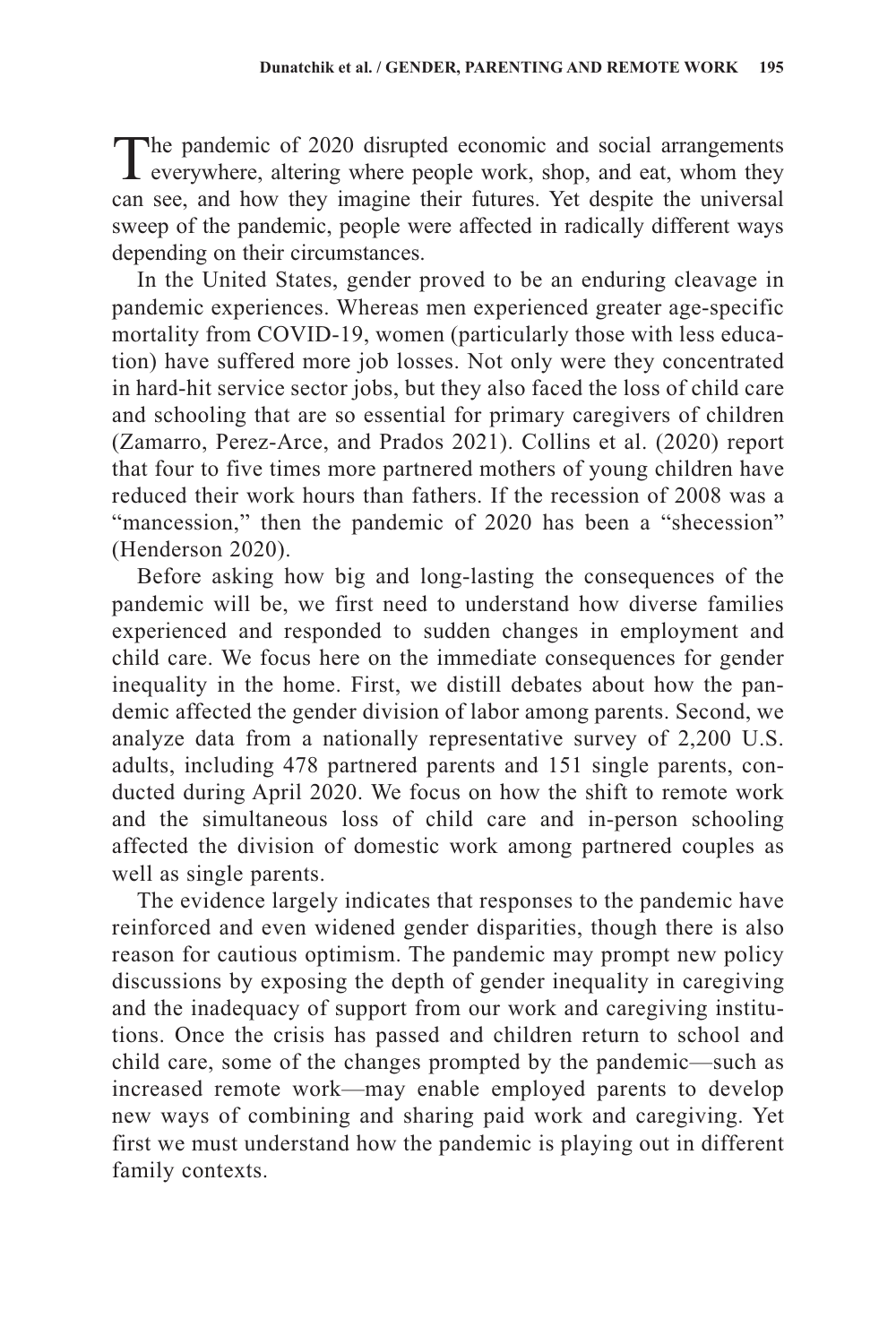The pandemic of 2020 disrupted economic and social arrangements everywhere, altering where people work, shop, and eat, whom they can see, and how they imagine their futures. Yet despite the universal sweep of the pandemic, people were affected in radically different ways depending on their circumstances.

In the United States, gender proved to be an enduring cleavage in pandemic experiences. Whereas men experienced greater age-specific mortality from COVID-19, women (particularly those with less education) have suffered more job losses. Not only were they concentrated in hard-hit service sector jobs, but they also faced the loss of child care and schooling that are so essential for primary caregivers of children (Zamarro, Perez-Arce, and Prados 2021). Collins et al. (2020) report that four to five times more partnered mothers of young children have reduced their work hours than fathers. If the recession of 2008 was a "mancession," then the pandemic of 2020 has been a "shecession" (Henderson 2020).

Before asking how big and long-lasting the consequences of the pandemic will be, we first need to understand how diverse families experienced and responded to sudden changes in employment and child care. We focus here on the immediate consequences for gender inequality in the home. First, we distill debates about how the pandemic affected the gender division of labor among parents. Second, we analyze data from a nationally representative survey of 2,200 U.S. adults, including 478 partnered parents and 151 single parents, conducted during April 2020. We focus on how the shift to remote work and the simultaneous loss of child care and in-person schooling affected the division of domestic work among partnered couples as well as single parents.

The evidence largely indicates that responses to the pandemic have reinforced and even widened gender disparities, though there is also reason for cautious optimism. The pandemic may prompt new policy discussions by exposing the depth of gender inequality in caregiving and the inadequacy of support from our work and caregiving institutions. Once the crisis has passed and children return to school and child care, some of the changes prompted by the pandemic—such as increased remote work—may enable employed parents to develop new ways of combining and sharing paid work and caregiving. Yet first we must understand how the pandemic is playing out in different family contexts.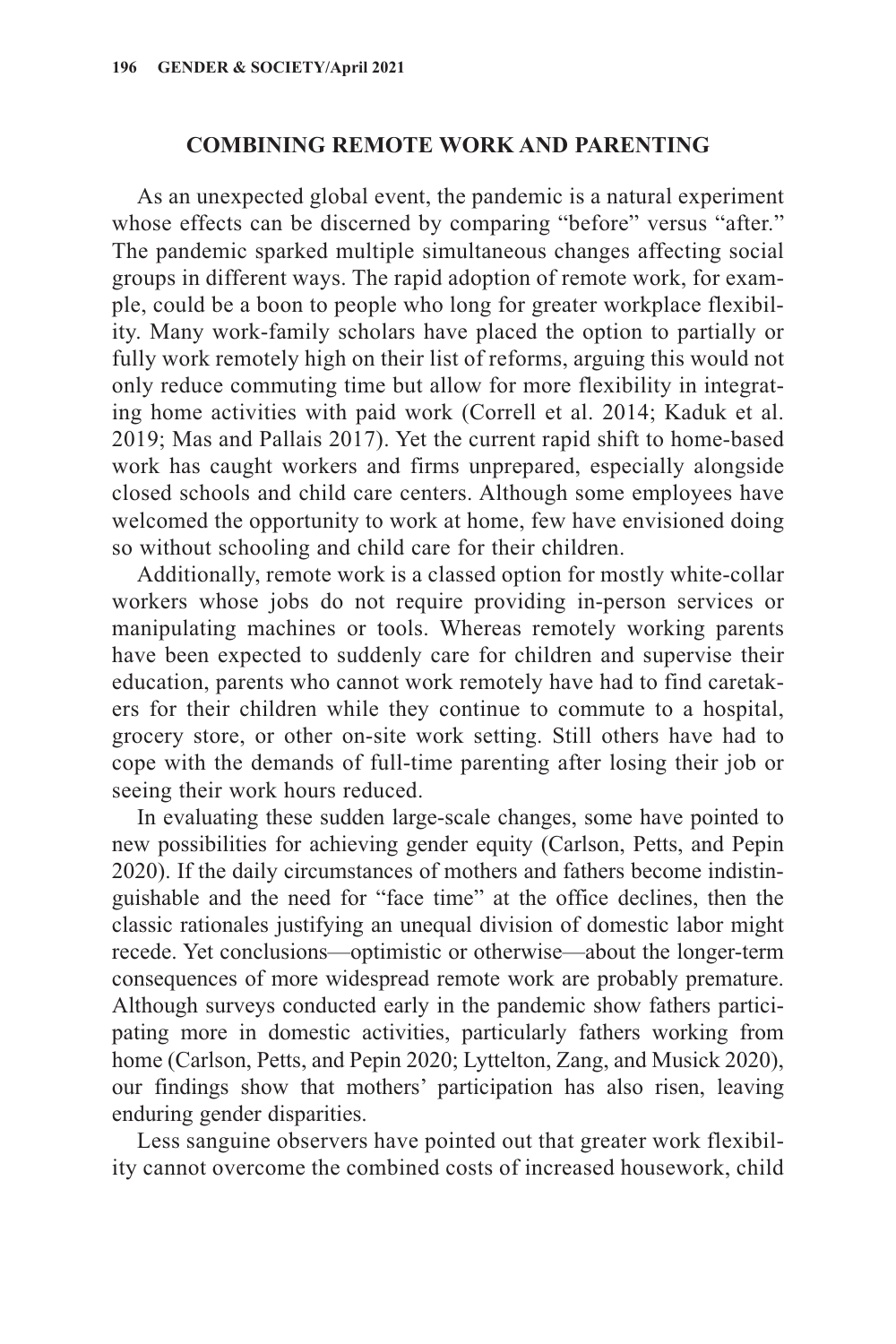## COMBINING REMOTE WORK AND PARENTING

As an unexpected global event, the pandemic is a natural experiment whose effects can be discerned by comparing "before" versus "after." The pandemic sparked multiple simultaneous changes affecting social groups in different ways. The rapid adoption of remote work, for example, could be a boon to people who long for greater workplace flexibility. Many work-family scholars have placed the option to partially or fully work remotely high on their list of reforms, arguing this would not only reduce commuting time but allow for more flexibility in integrating home activities with paid work (Correll et al. 2014; Kaduk et al. 2019; Mas and Pallais 2017). Yet the current rapid shift to home-based work has caught workers and firms unprepared, especially alongside closed schools and child care centers. Although some employees have welcomed the opportunity to work at home, few have envisioned doing so without schooling and child care for their children.

Additionally, remote work is a classed option for mostly white-collar workers whose jobs do not require providing in-person services or manipulating machines or tools. Whereas remotely working parents have been expected to suddenly care for children and supervise their education, parents who cannot work remotely have had to find caretakers for their children while they continue to commute to a hospital, grocery store, or other on-site work setting. Still others have had to cope with the demands of full-time parenting after losing their job or seeing their work hours reduced.

In evaluating these sudden large-scale changes, some have pointed to new possibilities for achieving gender equity (Carlson, Petts, and Pepin 2020). If the daily circumstances of mothers and fathers become indistinguishable and the need for "face time" at the office declines, then the classic rationales justifying an unequal division of domestic labor might recede. Yet conclusions—optimistic or otherwise—about the longer-term consequences of more widespread remote work are probably premature. Although surveys conducted early in the pandemic show fathers participating more in domestic activities, particularly fathers working from home (Carlson, Petts, and Pepin 2020; Lyttelton, Zang, and Musick 2020), our findings show that mothers' participation has also risen, leaving enduring gender disparities.

Less sanguine observers have pointed out that greater work flexibility cannot overcome the combined costs of increased housework, child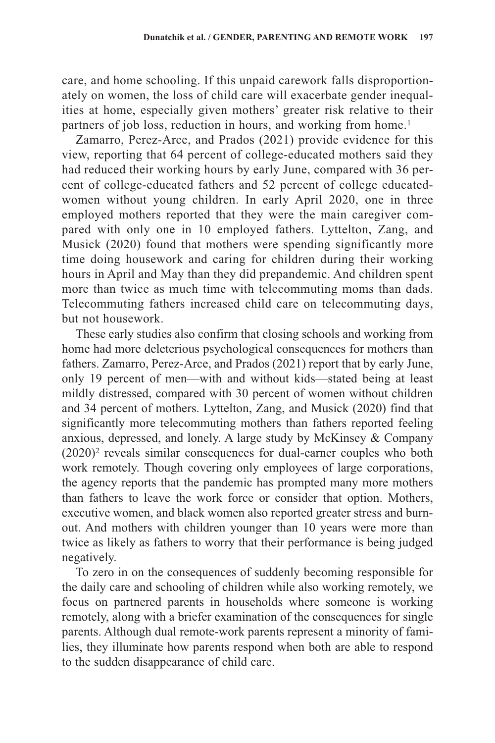care, and home schooling. If this unpaid carework falls disproportionately on women, the loss of child care will exacerbate gender inequalities at home, especially given mothers' greater risk relative to their partners of job loss, reduction in hours, and working from home.[1]

Zamarro, Perez-Arce, and Prados (2021) provide evidence for this view, reporting that 64 percent of college-educated mothers said they had reduced their working hours by early June, compared with 36 percent of college-educated fathers and 52 percent of college educated-women without young children. In early April 2020, one in three employed mothers reported that they were the main caregiver compared with only one in 10 employed fathers. Lyttelton, Zang, and Musick (2020) found that mothers were spending significantly more time doing housework and caring for children during their working hours in April and May than they did prepandemic. And children spent more than twice as much time with telecommuting moms than dads. Telecommuting fathers increased child care on telecommuting days, but not housework.

These early studies also confirm that closing schools and working from home had more deleterious psychological consequences for mothers than fathers. Zamarro, Perez-Arce, and Prados (2021) report that by early June, only 19 percent of men—with and without kids—stated being at least mildly distressed, compared with 30 percent of women without children and 34 percent of mothers. Lyttelton, Zang, and Musick (2020) find that significantly more telecommuting mothers than fathers reported feeling anxious, depressed, and lonely. A large study by McKinsey & Company (2020)[2] reveals similar consequences for dual-earner couples who both work remotely. Though covering only employees of large corporations, the agency reports that the pandemic has prompted many more mothers than fathers to leave the work force or consider that option. Mothers, executive women, and black women also reported greater stress and burnout. And mothers with children younger than 10 years were more than twice as likely as fathers to worry that their performance is being judged negatively.

To zero in on the consequences of suddenly becoming responsible for the daily care and schooling of children while also working remotely, we focus on partnered parents in households where someone is working remotely, along with a briefer examination of the consequences for single parents. Although dual remote-work parents represent a minority of families, they illuminate how parents respond when both are able to respond to the sudden disappearance of child care.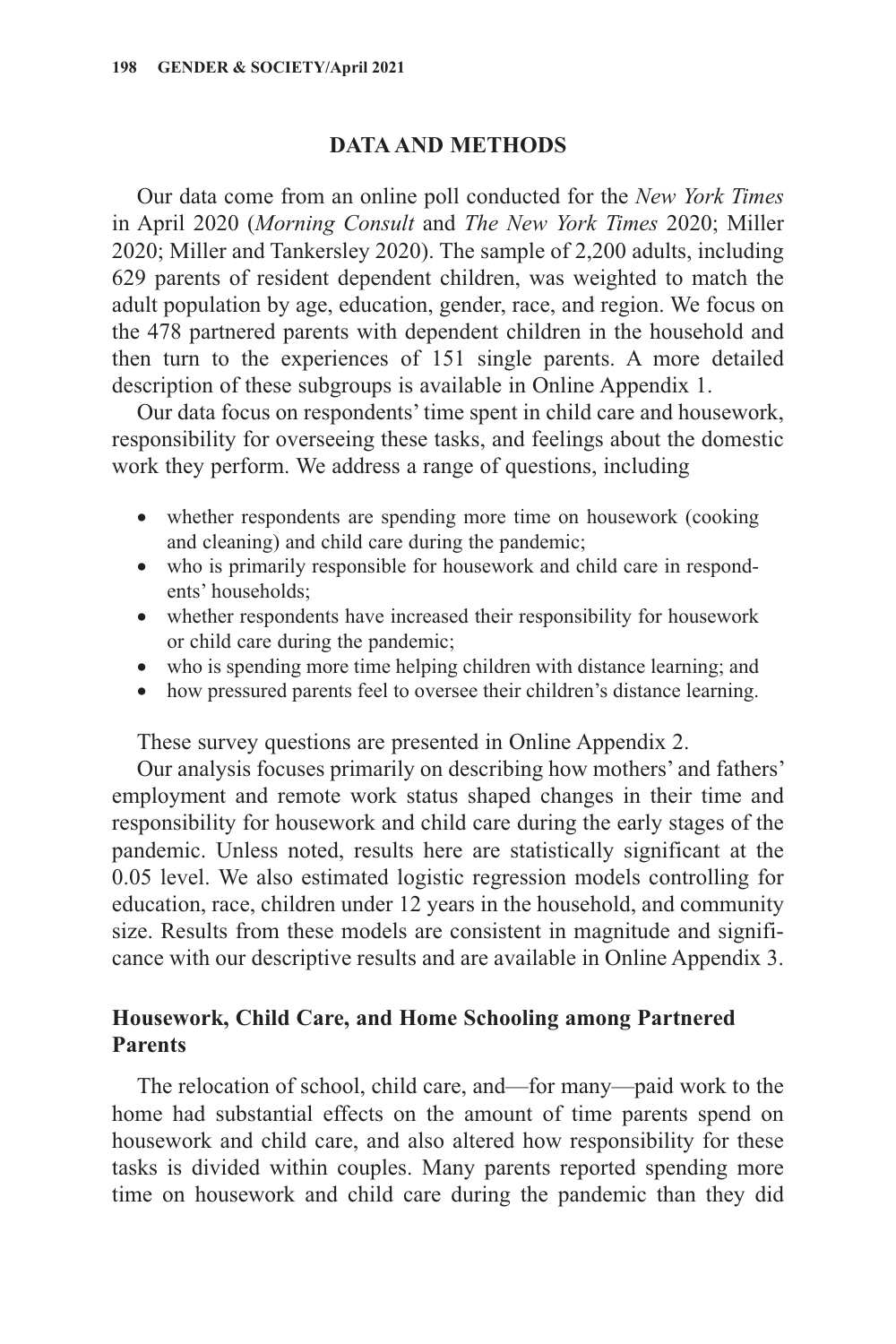## DATA AND METHODS

Our data come from an online poll conducted for the *New York Times* in April 2020 (*Morning Consult* and *The New York Times* 2020; Miller 2020; Miller and Tankersley 2020). The sample of 2,200 adults, including 629 parents of resident dependent children, was weighted to match the adult population by age, education, gender, race, and region. We focus on the 478 partnered parents with dependent children in the household and then turn to the experiences of 151 single parents. A more detailed description of these subgroups is available in Online Appendix 1.

Our data focus on respondents' time spent in child care and housework, responsibility for overseeing these tasks, and feelings about the domestic work they perform. We address a range of questions, including

- whether respondents are spending more time on housework (cooking and cleaning) and child care during the pandemic;
- who is primarily responsible for housework and child care in respondents' households;
- whether respondents have increased their responsibility for housework or child care during the pandemic;
- who is spending more time helping children with distance learning; and
- how pressured parents feel to oversee their children's distance learning.

These survey questions are presented in Online Appendix 2.

Our analysis focuses primarily on describing how mothers' and fathers' employment and remote work status shaped changes in their time and responsibility for housework and child care during the early stages of the pandemic. Unless noted, results here are statistically significant at the 0.05 level. We also estimated logistic regression models controlling for education, race, children under 12 years in the household, and community size. Results from these models are consistent in magnitude and significance with our descriptive results and are available in Online Appendix 3.

### Housework, Child Care, and Home Schooling among Partnered Parents

The relocation of school, child care, and—for many—paid work to the home had substantial effects on the amount of time parents spend on housework and child care, and also altered how responsibility for these tasks is divided within couples. Many parents reported spending more time on housework and child care during the pandemic than they did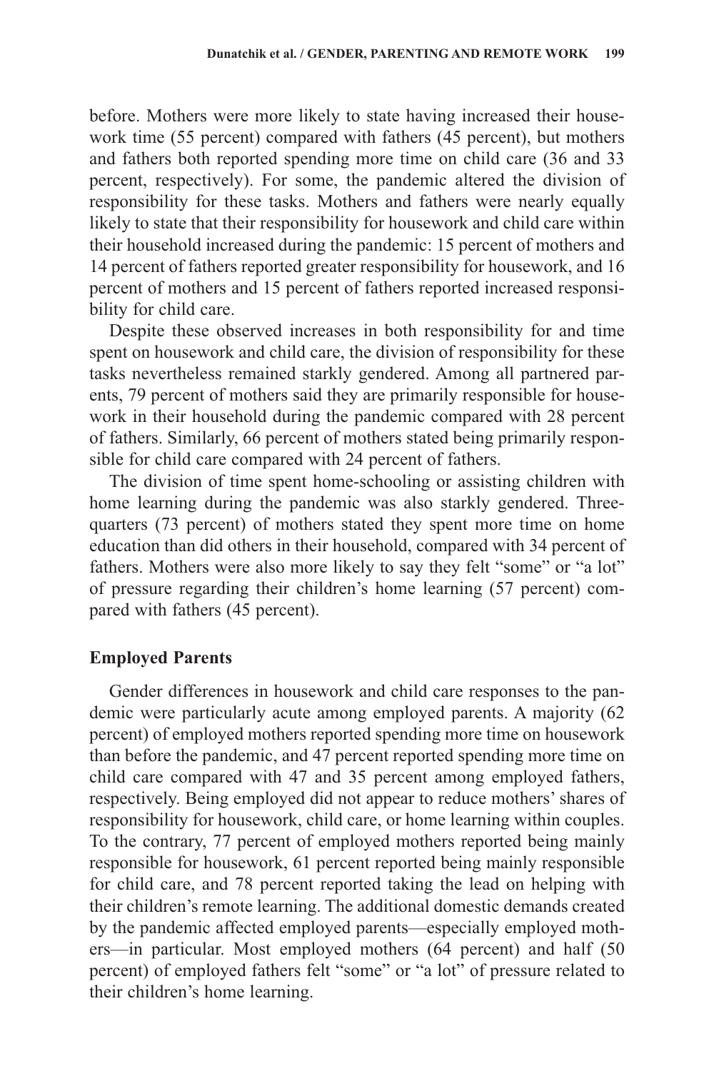before. Mothers were more likely to state having increased their housework time (55 percent) compared with fathers (45 percent), but mothers and fathers both reported spending more time on child care (36 and 33 percent, respectively). For some, the pandemic altered the division of responsibility for these tasks. Mothers and fathers were nearly equally likely to state that their responsibility for housework and child care within their household increased during the pandemic: 15 percent of mothers and 14 percent of fathers reported greater responsibility for housework, and 16 percent of mothers and 15 percent of fathers reported increased responsibility for child care.

Despite these observed increases in both responsibility for and time spent on housework and child care, the division of responsibility for these tasks nevertheless remained starkly gendered. Among all partnered parents, 79 percent of mothers said they are primarily responsible for housework in their household during the pandemic compared with 28 percent of fathers. Similarly, 66 percent of mothers stated being primarily responsible for child care compared with 24 percent of fathers.

The division of time spent home-schooling or assisting children with home learning during the pandemic was also starkly gendered. Three-quarters (73 percent) of mothers stated they spent more time on home education than did others in their household, compared with 34 percent of fathers. Mothers were also more likely to say they felt "some" or "a lot" of pressure regarding their children's home learning (57 percent) compared with fathers (45 percent).

### Employed Parents

Gender differences in housework and child care responses to the pandemic were particularly acute among employed parents. A majority (62 percent) of employed mothers reported spending more time on housework than before the pandemic, and 47 percent reported spending more time on child care compared with 47 and 35 percent among employed fathers, respectively. Being employed did not appear to reduce mothers' shares of responsibility for housework, child care, or home learning within couples. To the contrary, 77 percent of employed mothers reported being mainly responsible for housework, 61 percent reported being mainly responsible for child care, and 78 percent reported taking the lead on helping with their children's remote learning. The additional domestic demands created by the pandemic affected employed parents—especially employed mothers—in particular. Most employed mothers (64 percent) and half (50 percent) of employed fathers felt "some" or "a lot" of pressure related to their children's home learning.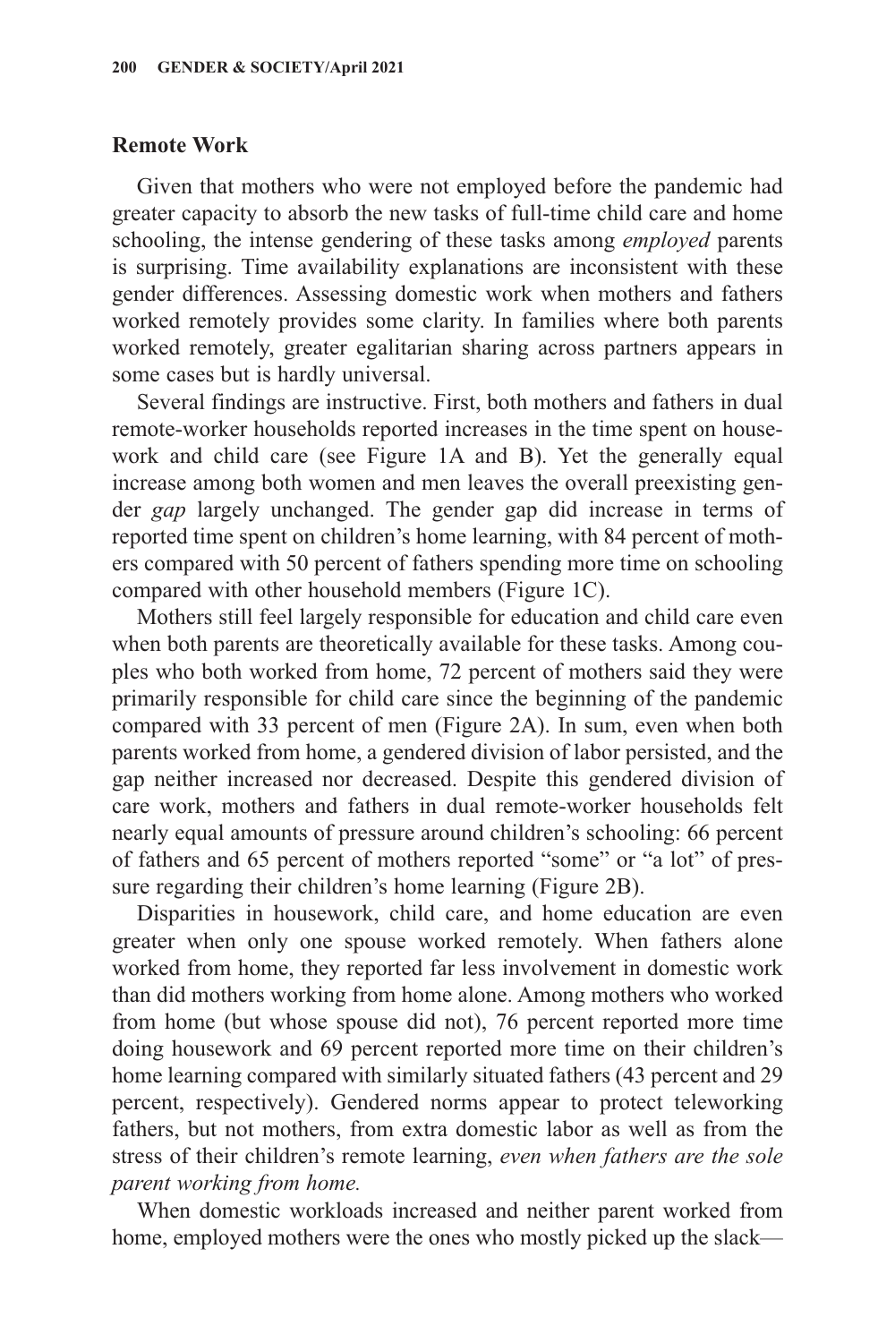## Remote Work

Given that mothers who were not employed before the pandemic had greater capacity to absorb the new tasks of full-time child care and home schooling, the intense gendering of these tasks among *employed* parents is surprising. Time availability explanations are inconsistent with these gender differences. Assessing domestic work when mothers and fathers worked remotely provides some clarity. In families where both parents worked remotely, greater egalitarian sharing across partners appears in some cases but is hardly universal.

Several findings are instructive. First, both mothers and fathers in dual remote-worker households reported increases in the time spent on housework and child care (see Figure 1A and B). Yet the generally equal increase among both women and men leaves the overall preexisting gender *gap* largely unchanged. The gender gap did increase in terms of reported time spent on children's home learning, with 84 percent of mothers compared with 50 percent of fathers spending more time on schooling compared with other household members (Figure 1C).

Mothers still feel largely responsible for education and child care even when both parents are theoretically available for these tasks. Among couples who both worked from home, 72 percent of mothers said they were primarily responsible for child care since the beginning of the pandemic compared with 33 percent of men (Figure 2A). In sum, even when both parents worked from home, a gendered division of labor persisted, and the gap neither increased nor decreased. Despite this gendered division of care work, mothers and fathers in dual remote-worker households felt nearly equal amounts of pressure around children's schooling: 66 percent of fathers and 65 percent of mothers reported "some" or "a lot" of pressure regarding their children's home learning (Figure 2B).

Disparities in housework, child care, and home education are even greater when only one spouse worked remotely. When fathers alone worked from home, they reported far less involvement in domestic work than did mothers working from home alone. Among mothers who worked from home (but whose spouse did not), 76 percent reported more time doing housework and 69 percent reported more time on their children's home learning compared with similarly situated fathers (43 percent and 29 percent, respectively). Gendered norms appear to protect teleworking fathers, but not mothers, from extra domestic labor as well as from the stress of their children's remote learning, *even when fathers are the sole parent working from home.*

When domestic workloads increased and neither parent worked from home, employed mothers were the ones who mostly picked up the slack—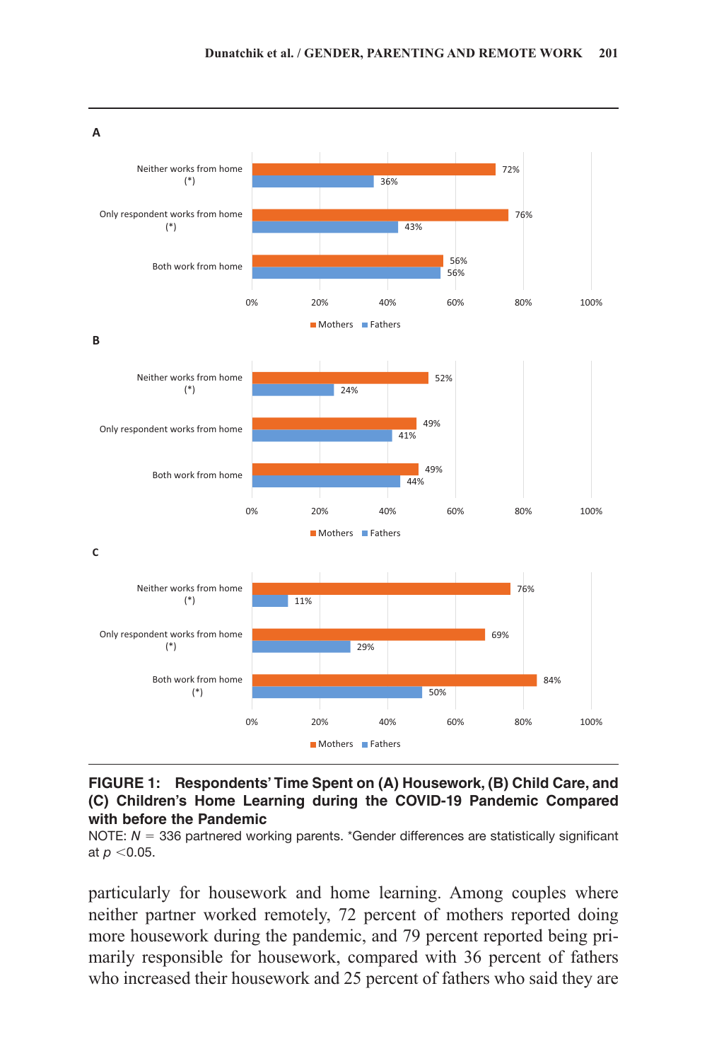A

Neither works from home (*)
72%
36%

Only respondent works from home (*)
76%
43%

Both work from home
56%
56%

0% 20% 40% 60% 80% 100%

Mothers Fathers

B

Neither works from home (*)
52%
24%

Only respondent works from home
49%
41%

Both work from home
49%
44%

0% 20% 40% 60% 80% 100%

Mothers Fathers

C

Neither works from home (*)
76%
11%

Only respondent works from home (*)
69%
29%

Both work from home (*)
84%
50%

0% 20% 40% 60% 80% 100%

Mothers Fathers

**FIGURE 1: Respondents' Time Spent on (A) Housework, (B) Child Care, and (C) Children's Home Learning during the COVID-19 Pandemic Compared with before the Pandemic**

NOTE: $N = 336$ partnered working parents. *Gender differences are statistically significant at $p < 0.05$.

particularly for housework and home learning. Among couples where neither partner worked remotely, 72 percent of mothers reported doing more housework during the pandemic, and 79 percent reported being primarily responsible for housework, compared with 36 percent of fathers who increased their housework and 25 percent of fathers who said they are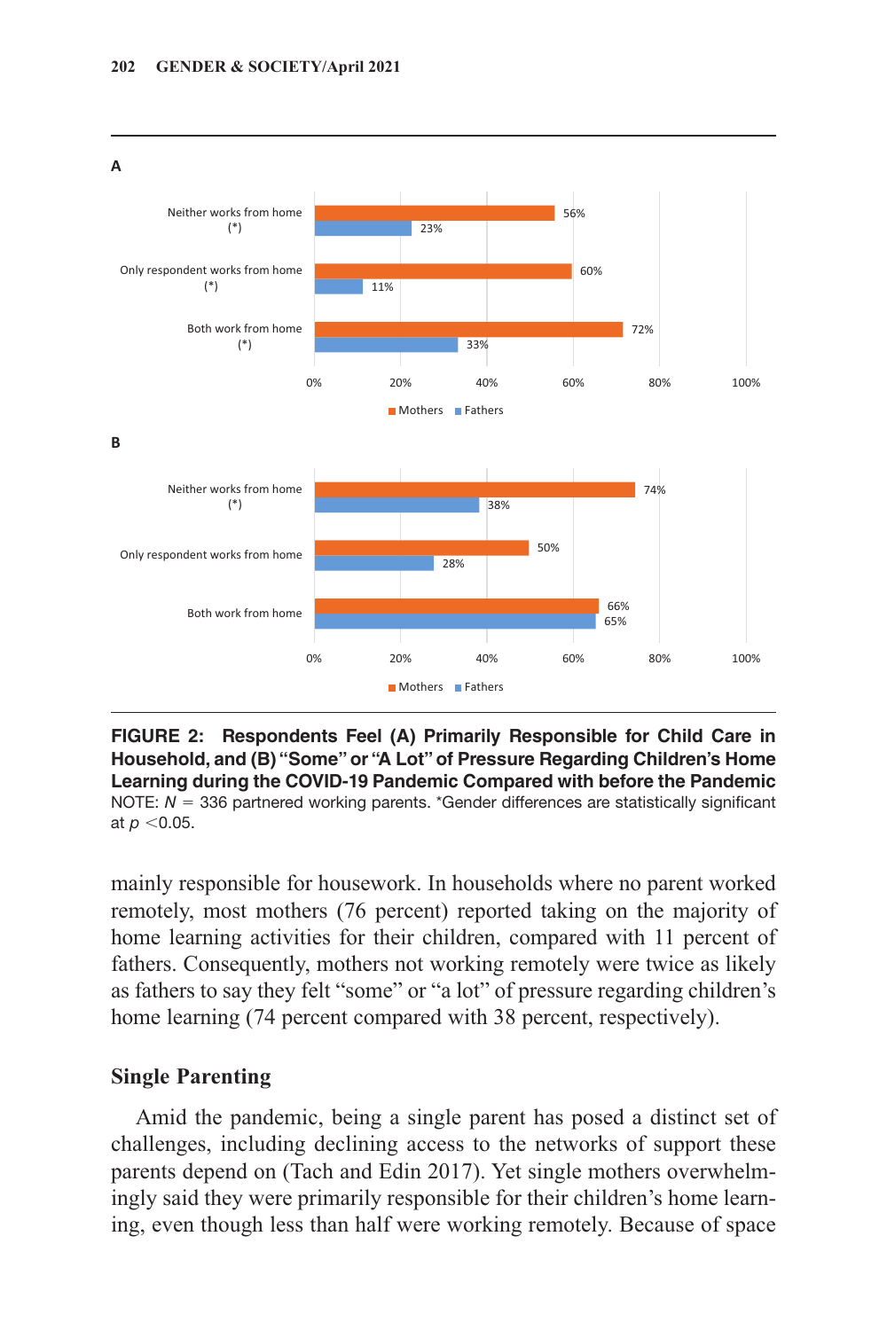A

Neither works from home (*)
Only respondent works from home (*)
Both work from home (*)

56%
23%
60%
11%
72%
33%

0% 20% 40% 60% 80% 100%

Mothers Fathers

B

Neither works from home (*)
Only respondent works from home
Both work from home

74%
38%
50%
28%
66%
65%

0% 20% 40% 60% 80% 100%

Mothers Fathers

**FIGURE 2: Respondents Feel (A) Primarily Responsible for Child Care in Household, and (B) "Some" or "A Lot" of Pressure Regarding Children's Home Learning during the COVID-19 Pandemic Compared with before the Pandemic**
NOTE: $N$ = 336 partnered working parents. *Gender differences are statistically significant at $p$ <0.05.

mainly responsible for housework. In households where no parent worked remotely, most mothers (76 percent) reported taking on the majority of home learning activities for their children, compared with 11 percent of fathers. Consequently, mothers not working remotely were twice as likely as fathers to say they felt "some" or "a lot" of pressure regarding children's home learning (74 percent compared with 38 percent, respectively).

## Single Parenting

Amid the pandemic, being a single parent has posed a distinct set of challenges, including declining access to the networks of support these parents depend on (Tach and Edin 2017). Yet single mothers overwhelmingly said they were primarily responsible for their children's home learning, even though less than half were working remotely. Because of space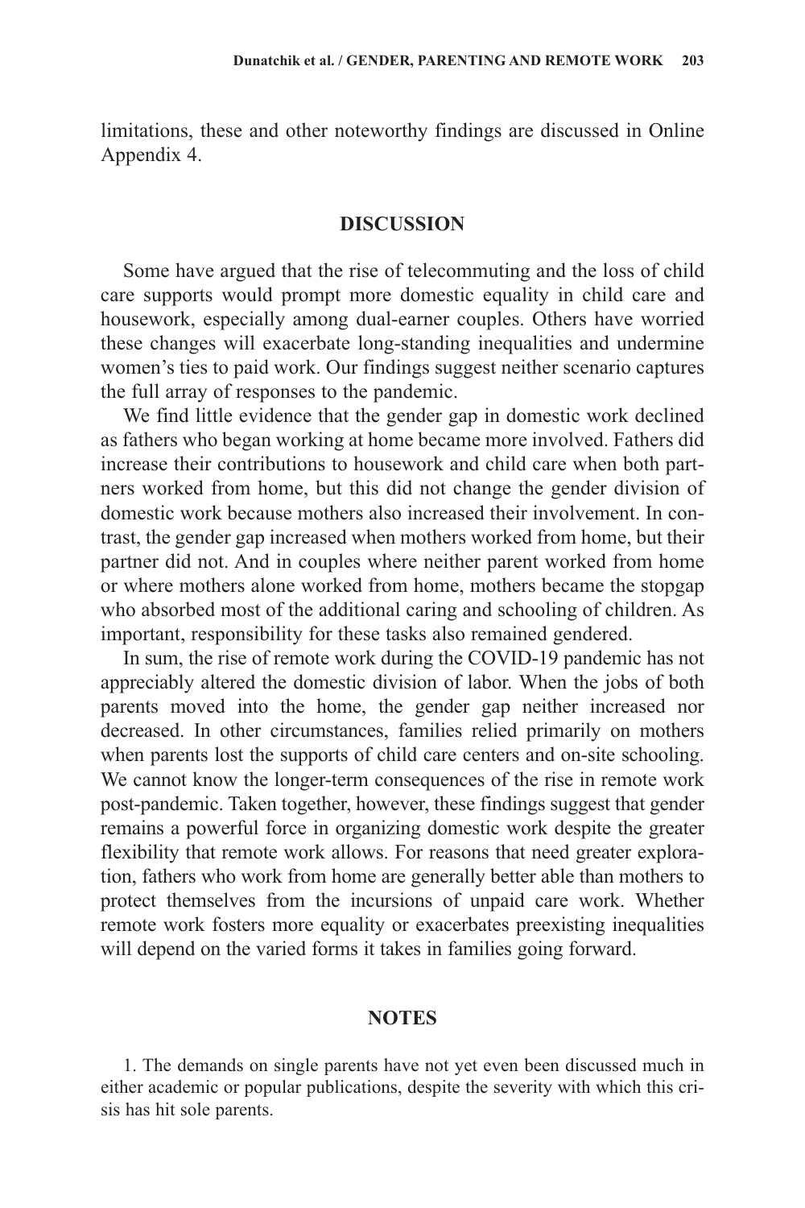limitations, these and other noteworthy findings are discussed in Online Appendix 4.

## DISCUSSION

Some have argued that the rise of telecommuting and the loss of child care supports would prompt more domestic equality in child care and housework, especially among dual-earner couples. Others have worried these changes will exacerbate long-standing inequalities and undermine women's ties to paid work. Our findings suggest neither scenario captures the full array of responses to the pandemic.

We find little evidence that the gender gap in domestic work declined as fathers who began working at home became more involved. Fathers did increase their contributions to housework and child care when both partners worked from home, but this did not change the gender division of domestic work because mothers also increased their involvement. In contrast, the gender gap increased when mothers worked from home, but their partner did not. And in couples where neither parent worked from home or where mothers alone worked from home, mothers became the stopgap who absorbed most of the additional caring and schooling of children. As important, responsibility for these tasks also remained gendered.

In sum, the rise of remote work during the COVID-19 pandemic has not appreciably altered the domestic division of labor. When the jobs of both parents moved into the home, the gender gap neither increased nor decreased. In other circumstances, families relied primarily on mothers when parents lost the supports of child care centers and on-site schooling. We cannot know the longer-term consequences of the rise in remote work post-pandemic. Taken together, however, these findings suggest that gender remains a powerful force in organizing domestic work despite the greater flexibility that remote work allows. For reasons that need greater exploration, fathers who work from home are generally better able than mothers to protect themselves from the incursions of unpaid care work. Whether remote work fosters more equality or exacerbates preexisting inequalities will depend on the varied forms it takes in families going forward.

## NOTES

1. The demands on single parents have not yet even been discussed much in either academic or popular publications, despite the severity with which this crisis has hit sole parents.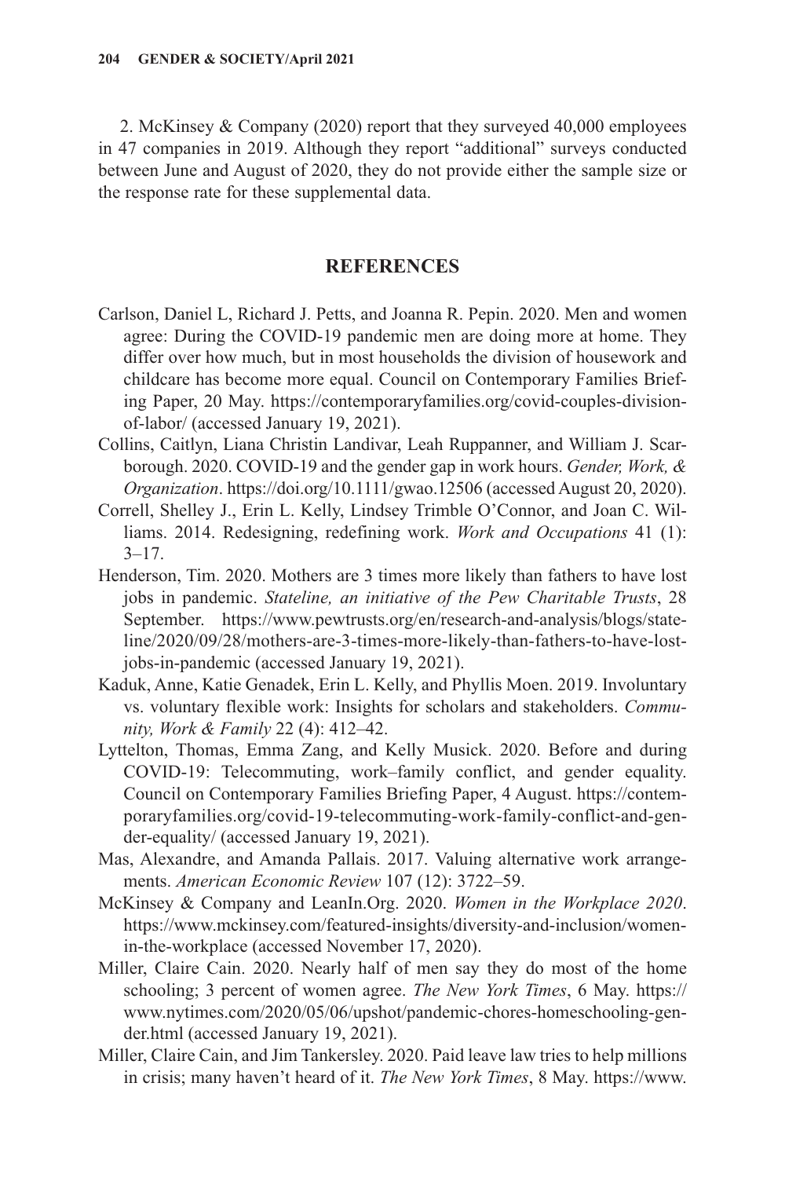2. McKinsey & Company (2020) report that they surveyed 40,000 employees in 47 companies in 2019. Although they report "additional" surveys conducted between June and August of 2020, they do not provide either the sample size or the response rate for these supplemental data.

## REFERENCES

Carlson, Daniel L, Richard J. Petts, and Joanna R. Pepin. 2020. Men and women agree: During the COVID-19 pandemic men are doing more at home. They differ over how much, but in most households the division of housework and childcare has become more equal. Council on Contemporary Families Briefing Paper, 20 May. https://contemporaryfamilies.org/covid-couples-division-of-labor/ (accessed January 19, 2021).

Collins, Caitlyn, Liana Christin Landivar, Leah Ruppanner, and William J. Scarborough. 2020. COVID-19 and the gender gap in work hours. *Gender, Work, & Organization*. https://doi.org/10.1111/gwao.12506 (accessed August 20, 2020).

Correll, Shelley J., Erin L. Kelly, Lindsey Trimble O'Connor, and Joan C. Williams. 2014. Redesigning, redefining work. *Work and Occupations* 41 (1): 3–17.

Henderson, Tim. 2020. Mothers are 3 times more likely than fathers to have lost jobs in pandemic. *Stateline, an initiative of the Pew Charitable Trusts*, 28 September. https://www.pewtrusts.org/en/research-and-analysis/blogs/stateline/2020/09/28/mothers-are-3-times-more-likely-than-fathers-to-have-lost-jobs-in-pandemic (accessed January 19, 2021).

Kaduk, Anne, Katie Genadek, Erin L. Kelly, and Phyllis Moen. 2019. Involuntary vs. voluntary flexible work: Insights for scholars and stakeholders. *Community, Work & Family* 22 (4): 412–42.

Lyttelton, Thomas, Emma Zang, and Kelly Musick. 2020. Before and during COVID-19: Telecommuting, work–family conflict, and gender equality. Council on Contemporary Families Briefing Paper, 4 August. https://contemporaryfamilies.org/covid-19-telecommuting-work-family-conflict-and-gender-equality/ (accessed January 19, 2021).

Mas, Alexandre, and Amanda Pallais. 2017. Valuing alternative work arrangements. *American Economic Review* 107 (12): 3722–59.

McKinsey & Company and LeanIn.Org. 2020. *Women in the Workplace 2020*. https://www.mckinsey.com/featured-insights/diversity-and-inclusion/women-in-the-workplace (accessed November 17, 2020).

Miller, Claire Cain. 2020. Nearly half of men say they do most of the home schooling; 3 percent of women agree. *The New York Times*, 6 May. https://www.nytimes.com/2020/05/06/upshot/pandemic-chores-homeschooling-gender.html (accessed January 19, 2021).

Miller, Claire Cain, and Jim Tankersley. 2020. Paid leave law tries to help millions in crisis; many haven't heard of it. *The New York Times*, 8 May. https://www.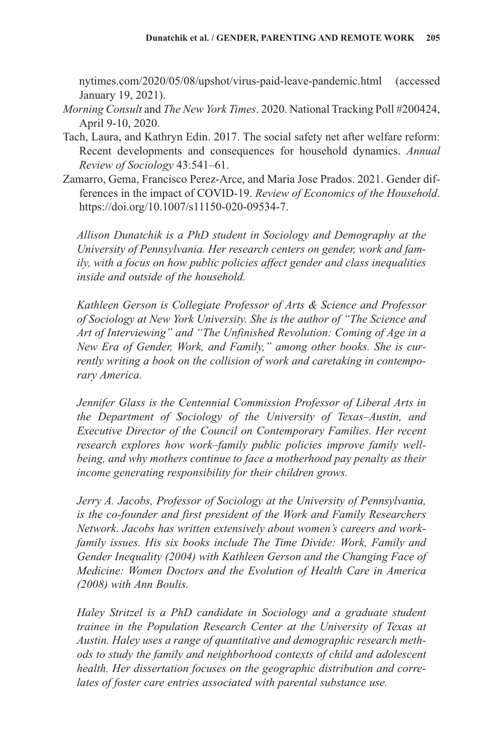nytimes.com/2020/05/08/upshot/virus-paid-leave-pandemic.html (accessed January 19, 2021).

*Morning Consult* and *The New York Times*. 2020. National Tracking Poll #200424, April 9-10, 2020.

Tach, Laura, and Kathryn Edin. 2017. The social safety net after welfare reform: Recent developments and consequences for household dynamics. *Annual Review of Sociology* 43:541–61.

Zamarro, Gema, Francisco Perez-Arce, and Maria Jose Prados. 2021. Gender differences in the impact of COVID-19. *Review of Economics of the Household*. https://doi.org/10.1007/s11150-020-09534-7.

*Allison Dunatchik is a PhD student in Sociology and Demography at the University of Pennsylvania. Her research centers on gender, work and family, with a focus on how public policies affect gender and class inequalities inside and outside of the household.*

*Kathleen Gerson is Collegiate Professor of Arts & Science and Professor of Sociology at New York University. She is the author of "The Science and Art of Interviewing" and "The Unfinished Revolution: Coming of Age in a New Era of Gender, Work, and Family," among other books. She is currently writing a book on the collision of work and caretaking in contemporary America.*

*Jennifer Glass is the Centennial Commission Professor of Liberal Arts in the Department of Sociology of the University of Texas–Austin, and Executive Director of the Council on Contemporary Families. Her recent research explores how work–family public policies improve family well-being, and why mothers continue to face a motherhood pay penalty as their income generating responsibility for their children grows.*

*Jerry A. Jacobs, Professor of Sociology at the University of Pennsylvania, is the co-founder and first president of the Work and Family Researchers Network. Jacobs has written extensively about women's careers and work-family issues. His six books include The Time Divide: Work, Family and Gender Inequality (2004) with Kathleen Gerson and the Changing Face of Medicine: Women Doctors and the Evolution of Health Care in America (2008) with Ann Boulis.*

*Haley Stritzel is a PhD candidate in Sociology and a graduate student trainee in the Population Research Center at the University of Texas at Austin. Haley uses a range of quantitative and demographic research methods to study the family and neighborhood contexts of child and adolescent health. Her dissertation focuses on the geographic distribution and correlates of foster care entries associated with parental substance use.*